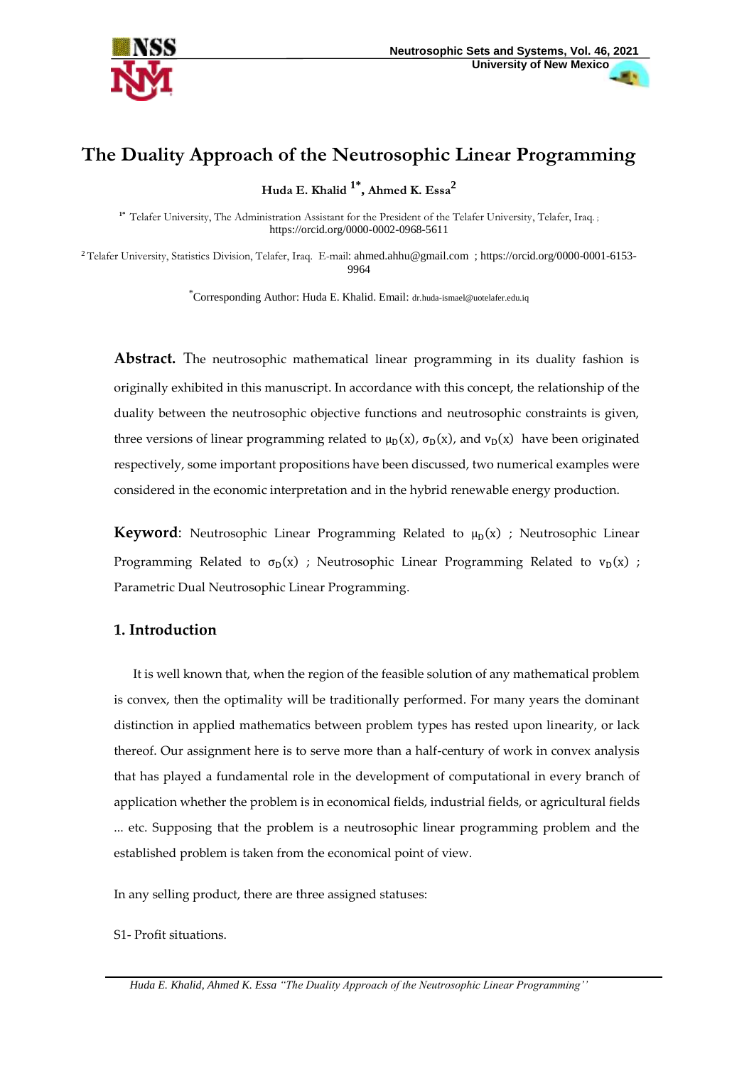# The Duality Approach of the Neutrosophic Linear Programming

**Huda E. Khalid [1*], Ahmed K. Essa[2]**

[1*] Telafer University, The Administration Assistant for the President of the Telafer University, Telafer, Iraq. ; https://orcid.org/0000-0002-0968-5611

[2] Telafer University, Statistics Division, Telafer, Iraq. E-mail: ahmed.ahhu@gmail.com ; https://orcid.org/0000-0001-6153-9964

[*] Corresponding Author: Huda E. Khalid. Email: dr.huda-ismael@uotelafer.edu.iq

**Abstract.** The neutrosophic mathematical linear programming in its duality fashion is originally exhibited in this manuscript. In accordance with this concept, the relationship of the duality between the neutrosophic objective functions and neutrosophic constraints is given, three versions of linear programming related to $\mu_D(x)$, $\sigma_D(x)$, and $v_D(x)$ have been originated respectively, some important propositions have been discussed, two numerical examples were considered in the economic interpretation and in the hybrid renewable energy production.

**Keyword**: Neutrosophic Linear Programming Related to $\mu_D(x)$ ; Neutrosophic Linear Programming Related to $\sigma_D(x)$ ; Neutrosophic Linear Programming Related to $v_D(x)$ ; Parametric Dual Neutrosophic Linear Programming.

## 1. Introduction

It is well known that, when the region of the feasible solution of any mathematical problem is convex, then the optimality will be traditionally performed. For many years the dominant distinction in applied mathematics between problem types has rested upon linearity, or lack thereof. Our assignment here is to serve more than a half-century of work in convex analysis that has played a fundamental role in the development of computational in every branch of application whether the problem is in economical fields, industrial fields, or agricultural fields ... etc. Supposing that the problem is a neutrosophic linear programming problem and the established problem is taken from the economical point of view.

In any selling product, there are three assigned statuses:

S1- Profit situations.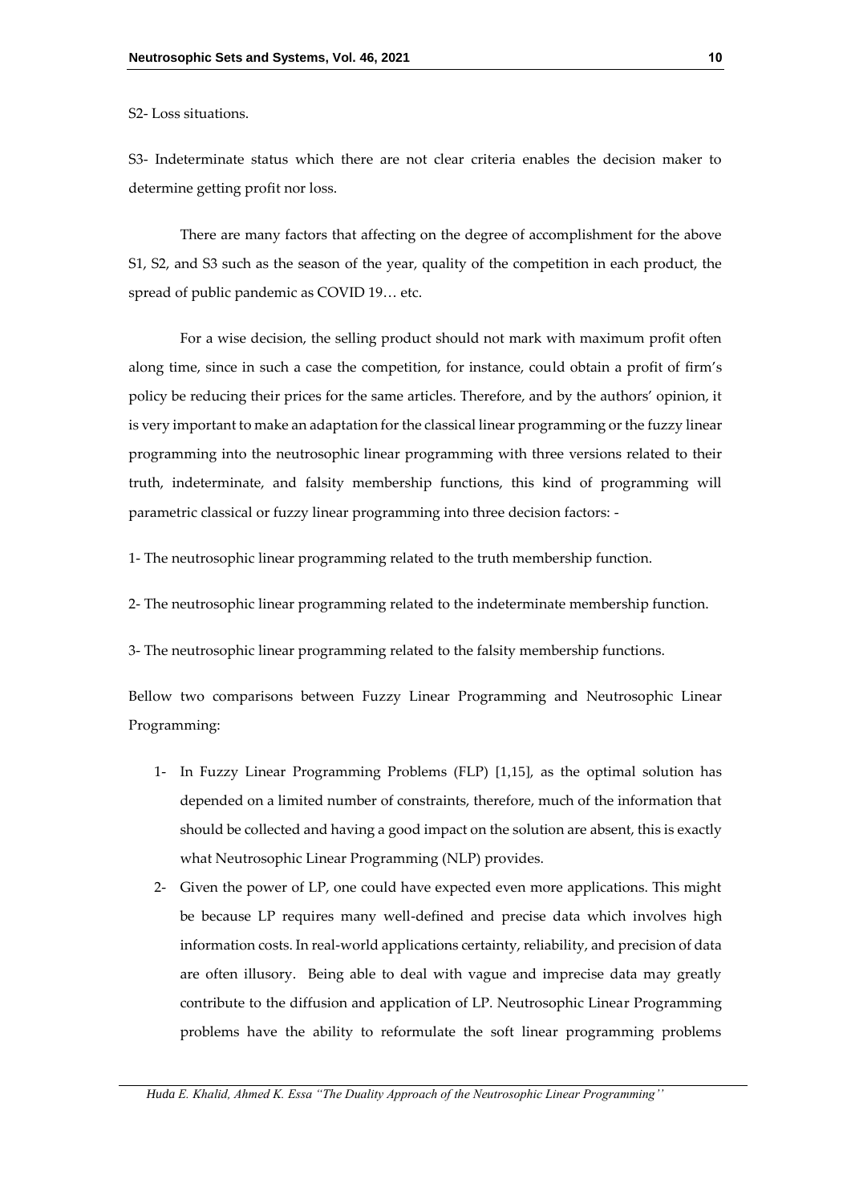S2- Loss situations.

S3- Indeterminate status which there are not clear criteria enables the decision maker to determine getting profit nor loss.

There are many factors that affecting on the degree of accomplishment for the above S1, S2, and S3 such as the season of the year, quality of the competition in each product, the spread of public pandemic as COVID 19… etc.

For a wise decision, the selling product should not mark with maximum profit often along time, since in such a case the competition, for instance, could obtain a profit of firm's policy be reducing their prices for the same articles. Therefore, and by the authors' opinion, it is very important to make an adaptation for the classical linear programming or the fuzzy linear programming into the neutrosophic linear programming with three versions related to their truth, indeterminate, and falsity membership functions, this kind of programming will parametric classical or fuzzy linear programming into three decision factors: -

1- The neutrosophic linear programming related to the truth membership function.

2- The neutrosophic linear programming related to the indeterminate membership function.

3- The neutrosophic linear programming related to the falsity membership functions.

Bellow two comparisons between Fuzzy Linear Programming and Neutrosophic Linear Programming:

1- In Fuzzy Linear Programming Problems (FLP) [1,15], as the optimal solution has depended on a limited number of constraints, therefore, much of the information that should be collected and having a good impact on the solution are absent, this is exactly what Neutrosophic Linear Programming (NLP) provides.
2- Given the power of LP, one could have expected even more applications. This might be because LP requires many well-defined and precise data which involves high information costs. In real-world applications certainty, reliability, and precision of data are often illusory. Being able to deal with vague and imprecise data may greatly contribute to the diffusion and application of LP. Neutrosophic Linear Programming problems have the ability to reformulate the soft linear programming problems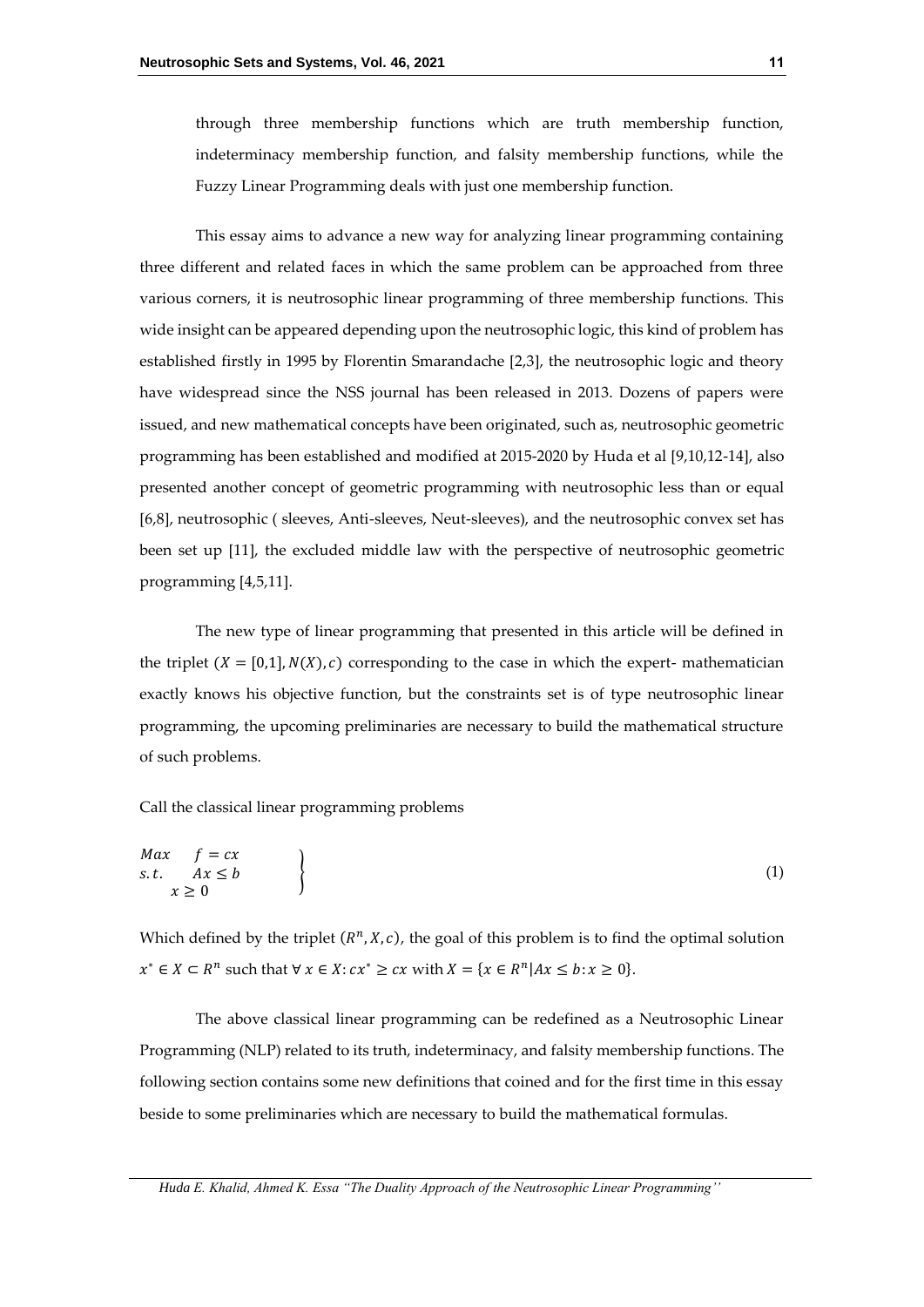through three membership functions which are truth membership function, indeterminacy membership function, and falsity membership functions, while the Fuzzy Linear Programming deals with just one membership function.

This essay aims to advance a new way for analyzing linear programming containing three different and related faces in which the same problem can be approached from three various corners, it is neutrosophic linear programming of three membership functions. This wide insight can be appeared depending upon the neutrosophic logic, this kind of problem has established firstly in 1995 by Florentin Smarandache [2,3], the neutrosophic logic and theory have widespread since the NSS journal has been released in 2013. Dozens of papers were issued, and new mathematical concepts have been originated, such as, neutrosophic geometric programming has been established and modified at 2015-2020 by Huda et al [9,10,12-14], also presented another concept of geometric programming with neutrosophic less than or equal [6,8], neutrosophic ( sleeves, Anti-sleeves, Neut-sleeves), and the neutrosophic convex set has been set up [11], the excluded middle law with the perspective of neutrosophic geometric programming [4,5,11].

The new type of linear programming that presented in this article will be defined in the triplet $(X = [0,1], N(X), c)$ corresponding to the case in which the expert- mathematician exactly knows his objective function, but the constraints set is of type neutrosophic linear programming, the upcoming preliminaries are necessary to build the mathematical structure of such problems.

Call the classical linear programming problems

$$\left.\begin{array}{ll} Max & f = cx \\ s.t. & Ax \leq b \\ & x \geq 0 \end{array}\right\} \tag{1}$$

Which defined by the triplet $(R^n, X, c)$, the goal of this problem is to find the optimal solution $x^* \in X \subset R^n$ such that $\forall\, x \in X: cx^* \geq cx$ with $X = \{x \in R^n | Ax \leq b: x \geq 0\}$.

The above classical linear programming can be redefined as a Neutrosophic Linear Programming (NLP) related to its truth, indeterminacy, and falsity membership functions. The following section contains some new definitions that coined and for the first time in this essay beside to some preliminaries which are necessary to build the mathematical formulas.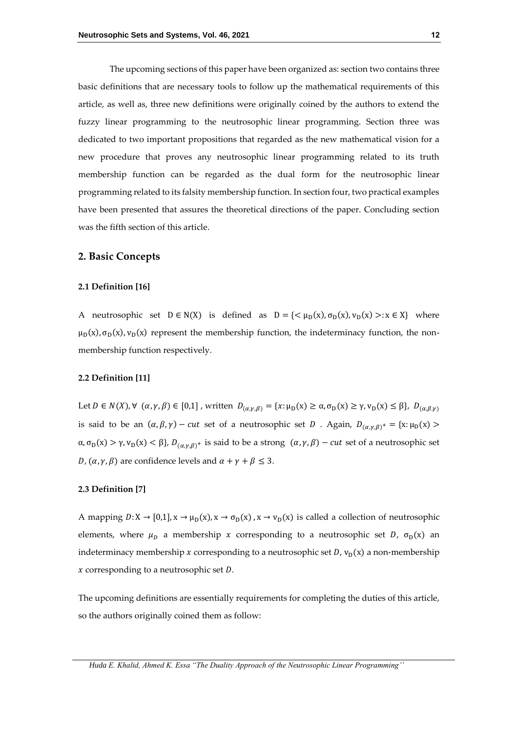The upcoming sections of this paper have been organized as: section two contains three basic definitions that are necessary tools to follow up the mathematical requirements of this article, as well as, three new definitions were originally coined by the authors to extend the fuzzy linear programming to the neutrosophic linear programming. Section three was dedicated to two important propositions that regarded as the new mathematical vision for a new procedure that proves any neutrosophic linear programming related to its truth membership function can be regarded as the dual form for the neutrosophic linear programming related to its falsity membership function. In section four, two practical examples have been presented that assures the theoretical directions of the paper. Concluding section was the fifth section of this article.

## 2. Basic Concepts

### 2.1 Definition [16]

A neutrosophic set $D \in N(X)$ is defined as $D = \{< \mu_D(x), \sigma_D(x), v_D(x) >: x \in X\}$ where $\mu_D(x), \sigma_D(x), v_D(x)$ represent the membership function, the indeterminacy function, the non-membership function respectively.

### 2.2 Definition [11]

Let $D \in N(X), \forall\ (\alpha, \gamma, \beta) \in [0,1]$, written $D_{(\alpha,\gamma,\beta)} = \{x: \mu_D(x) \geq \alpha, \sigma_D(x) \geq \gamma, v_D(x) \leq \beta\}$, $D_{(\alpha,\beta,\gamma)}$ is said to be an $(\alpha, \beta, \gamma) - cut$ set of a neutrosophic set $D$. Again, $D_{(\alpha,\gamma,\beta)^+} = \{x: \mu_D(x) > \alpha, \sigma_D(x) > \gamma, v_D(x) < \beta\}$, $D_{(\alpha,\gamma,\beta)^+}$ is said to be a strong $(\alpha, \gamma, \beta) - cut$ set of a neutrosophic set $D$, $(\alpha, \gamma, \beta)$ are confidence levels and $\alpha + \gamma + \beta \leq 3$.

### 2.3 Definition [7]

A mapping $D: X \to [0,1], x \to \mu_D(x), x \to \sigma_D(x), x \to v_D(x)$ is called a collection of neutrosophic elements, where $\mu_D$ a membership $x$ corresponding to a neutrosophic set $D$, $\sigma_D(x)$ an indeterminacy membership $x$ corresponding to a neutrosophic set $D$, $v_D(x)$ a non-membership $x$ corresponding to a neutrosophic set $D$.

The upcoming definitions are essentially requirements for completing the duties of this article, so the authors originally coined them as follow: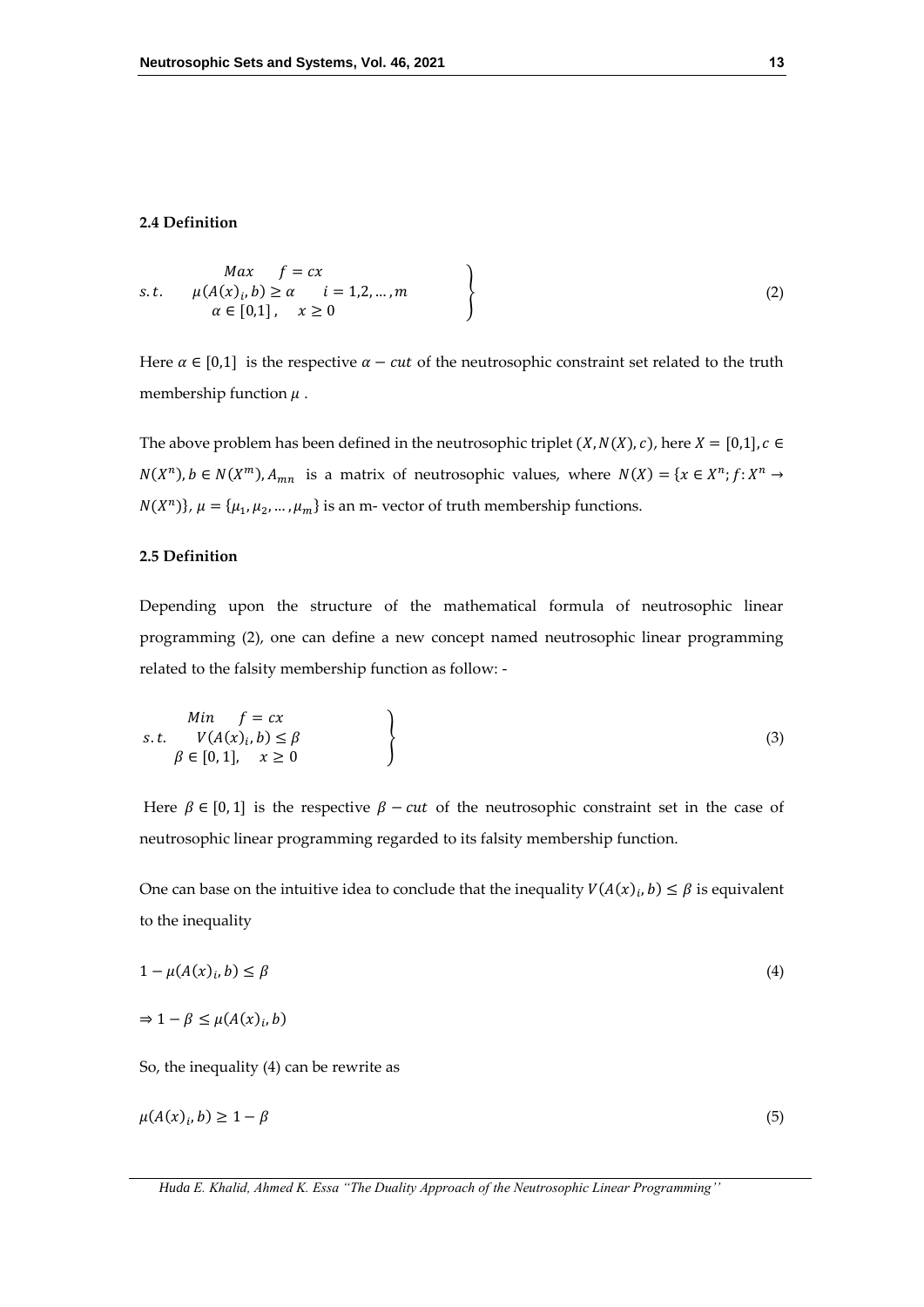### 2.4 Definition

$$\left.\begin{array}{ll} & Max \quad f = cx \\ s.t. & \mu(A(x)_i, b) \geq \alpha \quad i = 1,2, \dots, m \\ & \alpha \in [0,1], \quad x \geq 0 \end{array}\right\} \tag{2}$$

Here $\alpha \in [0,1]$ is the respective $\alpha - cut$ of the neutrosophic constraint set related to the truth membership function $\mu$ .

The above problem has been defined in the neutrosophic triplet $(X, N(X), c)$, here $X = [0,1], c \in N(X^n), b \in N(X^m), A_{mn}$ is a matrix of neutrosophic values, where $N(X) = \{x \in X^n; f: X^n \to N(X^n)\}$, $\mu = \{\mu_1, \mu_2, \dots, \mu_m\}$ is an m- vector of truth membership functions.

### 2.5 Definition

Depending upon the structure of the mathematical formula of neutrosophic linear programming (2), one can define a new concept named neutrosophic linear programming related to the falsity membership function as follow: -

$$\left.\begin{array}{ll} & Min \quad f = cx \\ s.t. & V(A(x)_i, b) \leq \beta \\ & \beta \in [0, 1], \quad x \geq 0 \end{array}\right\} \tag{3}$$

Here $\beta \in [0, 1]$ is the respective $\beta - cut$ of the neutrosophic constraint set in the case of neutrosophic linear programming regarded to its falsity membership function.

One can base on the intuitive idea to conclude that the inequality $V(A(x)_i, b) \leq \beta$ is equivalent to the inequality

$$1 - \mu(A(x)_i, b) \leq \beta \tag{4}$$

$$\Rightarrow 1 - \beta \leq \mu(A(x)_i, b)$$

So, the inequality (4) can be rewrite as

$$\mu(A(x)_i, b) \geq 1 - \beta \tag{5}$$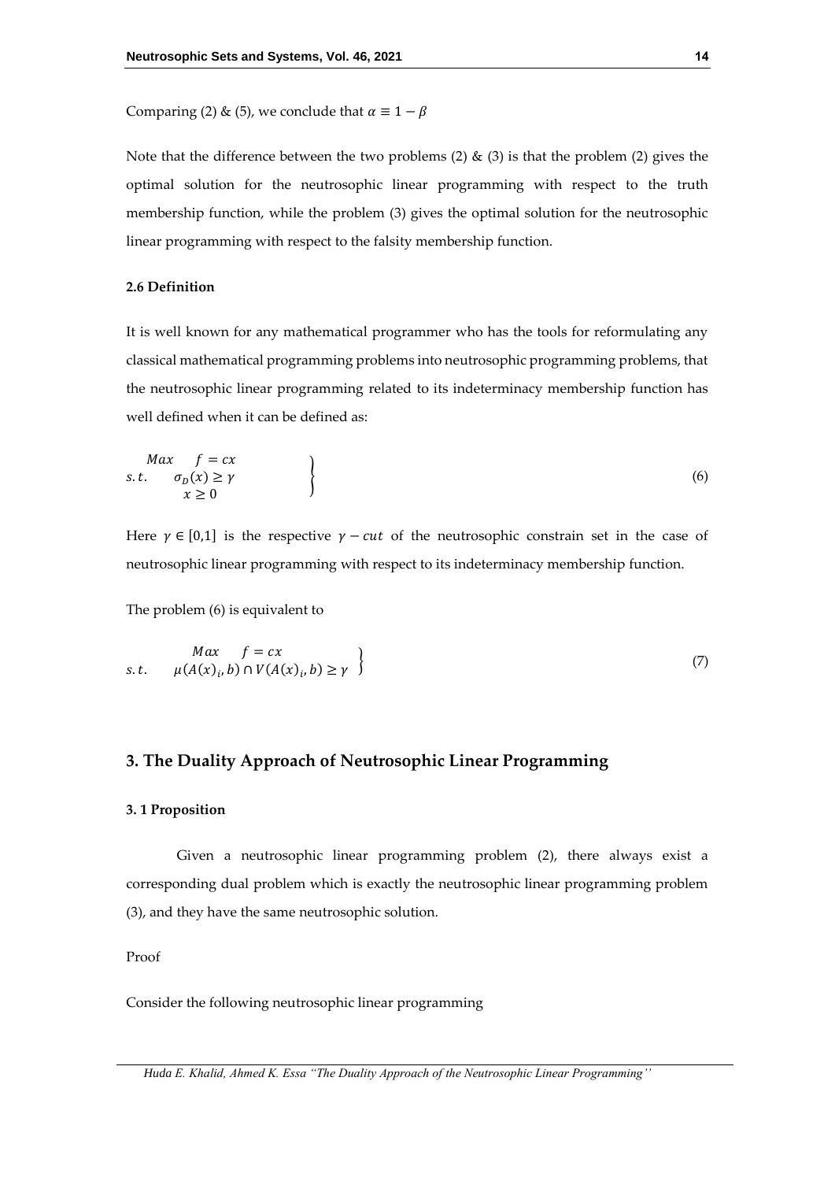Comparing (2) & (5), we conclude that $\alpha \equiv 1 - \beta$

Note that the difference between the two problems (2) & (3) is that the problem (2) gives the optimal solution for the neutrosophic linear programming with respect to the truth membership function, while the problem (3) gives the optimal solution for the neutrosophic linear programming with respect to the falsity membership function.

#### 2.6 Definition

It is well known for any mathematical programmer who has the tools for reformulating any classical mathematical programming problems into neutrosophic programming problems, that the neutrosophic linear programming related to its indeterminacy membership function has well defined when it can be defined as:

$$\left.\begin{array}{ll} \quad Max & f = cx \\ s.t. & \sigma_D(x) \geq \gamma \\ & \quad x \geq 0 \end{array}\right\} \tag{6}$$

Here $\gamma \in [0,1]$ is the respective $\gamma - cut$ of the neutrosophic constrain set in the case of neutrosophic linear programming with respect to its indeterminacy membership function.

The problem (6) is equivalent to

$$\left.\begin{array}{ll} & \quad Max \quad f = cx \\ s.t. & \mu(A(x)_i, b) \cap V(A(x)_i, b) \geq \gamma \end{array}\right\} \tag{7}$$

## 3. The Duality Approach of Neutrosophic Linear Programming

#### 3. 1 Proposition

Given a neutrosophic linear programming problem (2), there always exist a corresponding dual problem which is exactly the neutrosophic linear programming problem (3), and they have the same neutrosophic solution.

Proof

Consider the following neutrosophic linear programming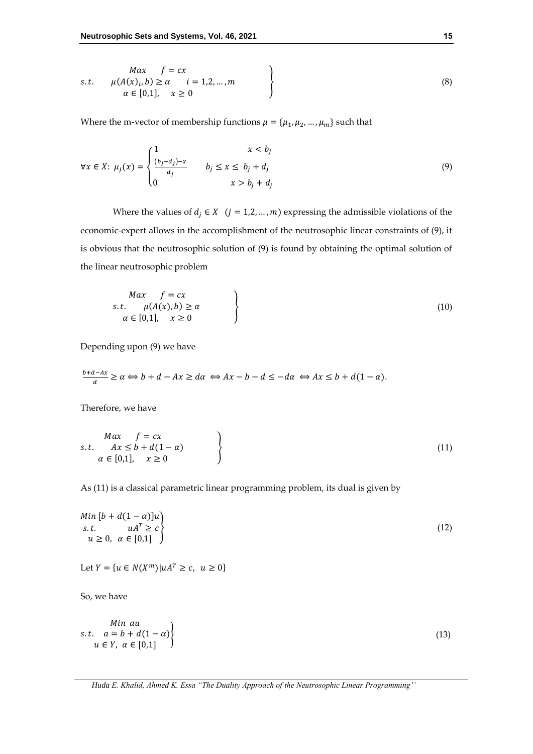$$\left.\begin{array}{ll} & Max \quad f = cx \\ s.t. & \mu(A(x)_i, b) \geq \alpha \quad i = 1,2,\dots,m \\ & \alpha \in [0,1], \quad x \geq 0 \end{array}\right\} \tag{8}$$

Where the m-vector of membership functions $\mu = \{\mu_1, \mu_2, \dots, \mu_m\}$ such that

$$\forall x \in X: \ \mu_j(x) = \begin{cases} 1 & x < b_j \\ \frac{(b_j + d_j) - x}{d_j} & b_j \leq x \leq b_j + d_j \\ 0 & x > b_j + d_j \end{cases} \tag{9}$$

Where the values of $d_j \in X \ \ (j = 1,2,\dots,m)$ expressing the admissible violations of the economic-expert allows in the accomplishment of the neutrosophic linear constraints of (9), it is obvious that the neutrosophic solution of (9) is found by obtaining the optimal solution of the linear neutrosophic problem

$$\left.\begin{array}{ll} & Max \quad f = cx \\ s.t. & \mu(A(x), b) \geq \alpha \\ & \alpha \in [0,1], \quad x \geq 0 \end{array}\right\} \tag{10}$$

Depending upon (9) we have

$$\frac{b+d-Ax}{d} \geq \alpha \Leftrightarrow b + d - Ax \geq d\alpha \ \Leftrightarrow Ax - b - d \leq -d\alpha \ \Leftrightarrow Ax \leq b + d(1-\alpha).$$

Therefore, we have

$$\left.\begin{array}{ll} & Max \quad f = cx \\ s.t. & Ax \leq b + d(1-\alpha) \\ & \alpha \in [0,1], \quad x \geq 0 \end{array}\right\} \tag{11}$$

As (11) is a classical parametric linear programming problem, its dual is given by

$$\left.\begin{array}{l} Min \ [b + d(1-\alpha)]u \\ s.t. \qquad uA^T \geq c \\ u \geq 0, \ \alpha \in [0,1] \end{array}\right\} \tag{12}$$

Let $Y = \{u \in N(X^m) | uA^T \geq c, \ u \geq 0\}$

So, we have

$$\left.\begin{array}{ll} & Min \ au \\ s.t. & a = b + d(1-\alpha) \\ & u \in Y, \ \alpha \in [0,1] \end{array}\right\} \tag{13}$$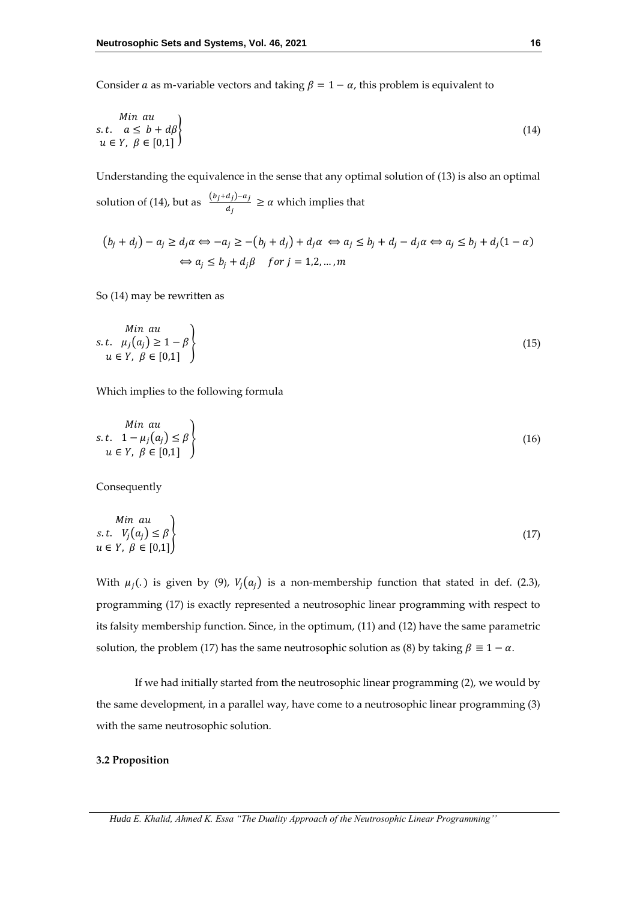Consider $a$ as m-variable vectors and taking $\beta = 1 - \alpha$, this problem is equivalent to

$$\left.\begin{array}{c} Min\ au \\ s.t.\quad a \leq b + d\beta \\ u \in Y,\ \beta \in [0,1] \end{array}\right\} \tag{14}$$

Understanding the equivalence in the sense that any optimal solution of (13) is also an optimal solution of (14), but as $\frac{(b_j+d_j)-a_j}{d_j} \geq \alpha$ which implies that

$$(b_j + d_j) - a_j \geq d_j\alpha \Leftrightarrow -a_j \geq -(b_j + d_j) + d_j\alpha \Leftrightarrow a_j \leq b_j + d_j - d_j\alpha \Leftrightarrow a_j \leq b_j + d_j(1-\alpha)$$
$$\Leftrightarrow a_j \leq b_j + d_j\beta \quad for\ j = 1,2,\dots,m$$

So (14) may be rewritten as

$$\left.\begin{array}{c} Min\ au \\ s.t.\quad \mu_j(a_j) \geq 1 - \beta \\ u \in Y,\ \beta \in [0,1] \end{array}\right\} \tag{15}$$

Which implies to the following formula

$$\left.\begin{array}{c} Min\ au \\ s.t.\quad 1 - \mu_j(a_j) \leq \beta \\ u \in Y,\ \beta \in [0,1] \end{array}\right\} \tag{16}$$

Consequently

$$\left.\begin{array}{c} Min\ au \\ s.t.\quad V_j(a_j) \leq \beta \\ u \in Y,\ \beta \in [0,1] \end{array}\right\} \tag{17}$$

With $\mu_j(.)$ is given by (9), $V_j(a_j)$ is a non-membership function that stated in def. (2.3), programming (17) is exactly represented a neutrosophic linear programming with respect to its falsity membership function. Since, in the optimum, (11) and (12) have the same parametric solution, the problem (17) has the same neutrosophic solution as (8) by taking $\beta \equiv 1 - \alpha$.

If we had initially started from the neutrosophic linear programming (2), we would by the same development, in a parallel way, have come to a neutrosophic linear programming (3) with the same neutrosophic solution.

**3.2 Proposition**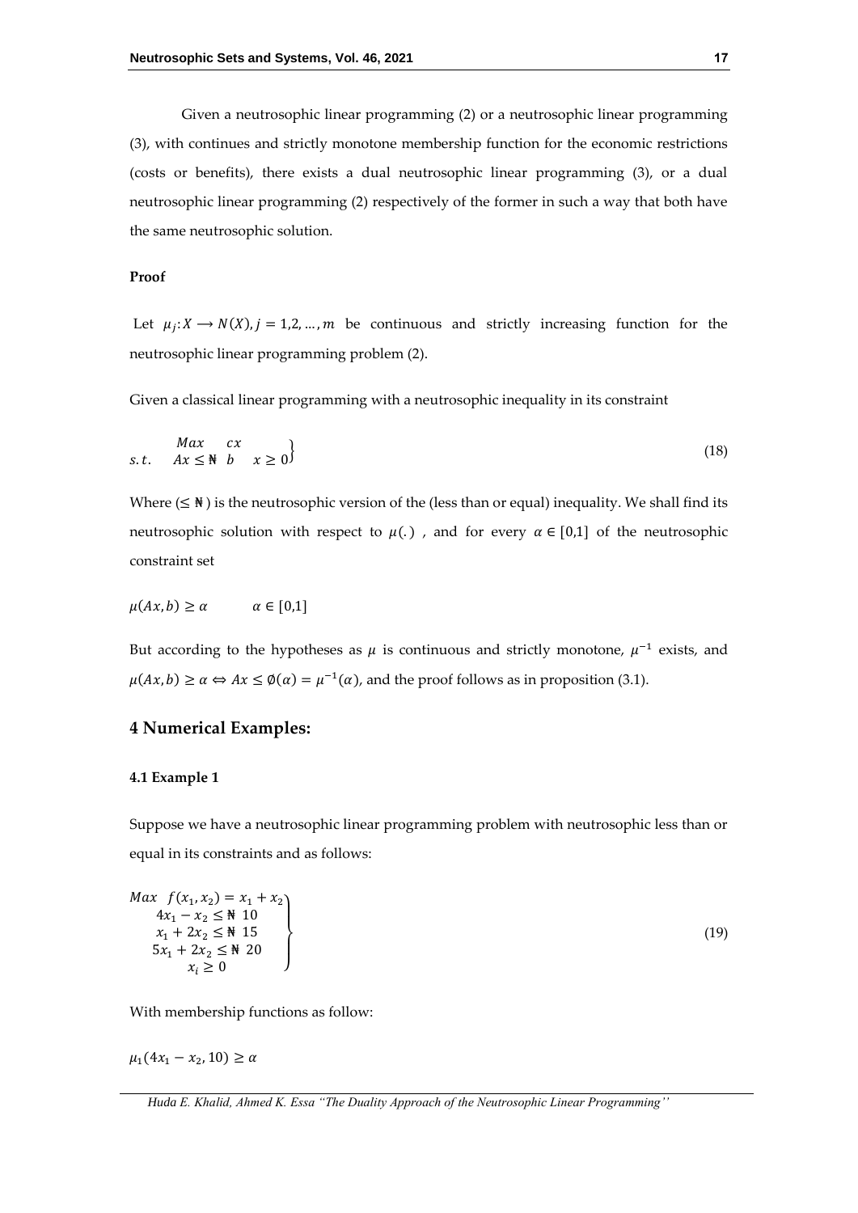Given a neutrosophic linear programming (2) or a neutrosophic linear programming (3), with continues and strictly monotone membership function for the economic restrictions (costs or benefits), there exists a dual neutrosophic linear programming (3), or a dual neutrosophic linear programming (2) respectively of the former in such a way that both have the same neutrosophic solution.

**Proof**

Let $\mu_j : X \longrightarrow N(X), j = 1,2,\dots,m$ be continuous and strictly increasing function for the neutrosophic linear programming problem (2).

Given a classical linear programming with a neutrosophic inequality in its constraint

$$\left.\begin{array}{ll} & Max \quad cx \\ s.t. & Ax \leq_{\mathbb{N}} b \quad x \geq 0 \end{array}\right\} \tag{18}$$

Where ($\leq_{\mathbb{N}}$) is the neutrosophic version of the (less than or equal) inequality. We shall find its neutrosophic solution with respect to $\mu(.)$ , and for every $\alpha \in [0,1]$ of the neutrosophic constraint set

$$\mu(Ax, b) \geq \alpha \qquad \alpha \in [0,1]$$

But according to the hypotheses as $\mu$ is continuous and strictly monotone, $\mu^{-1}$ exists, and $\mu(Ax, b) \geq \alpha \Leftrightarrow Ax \leq \emptyset(\alpha) = \mu^{-1}(\alpha)$, and the proof follows as in proposition (3.1).

## 4 Numerical Examples:

### 4.1 Example 1

Suppose we have a neutrosophic linear programming problem with neutrosophic less than or equal in its constraints and as follows:

$$\left.\begin{array}{l} Max \ \ f(x_1, x_2) = x_1 + x_2 \\ \quad 4x_1 - x_2 \leq_{\mathbb{N}} 10 \\ \quad x_1 + 2x_2 \leq_{\mathbb{N}} 15 \\ \quad 5x_1 + 2x_2 \leq_{\mathbb{N}} 20 \\ \quad\quad x_i \geq 0 \end{array}\right\} \tag{19}$$

With membership functions as follow:

$$\mu_1(4x_1 - x_2, 10) \geq \alpha$$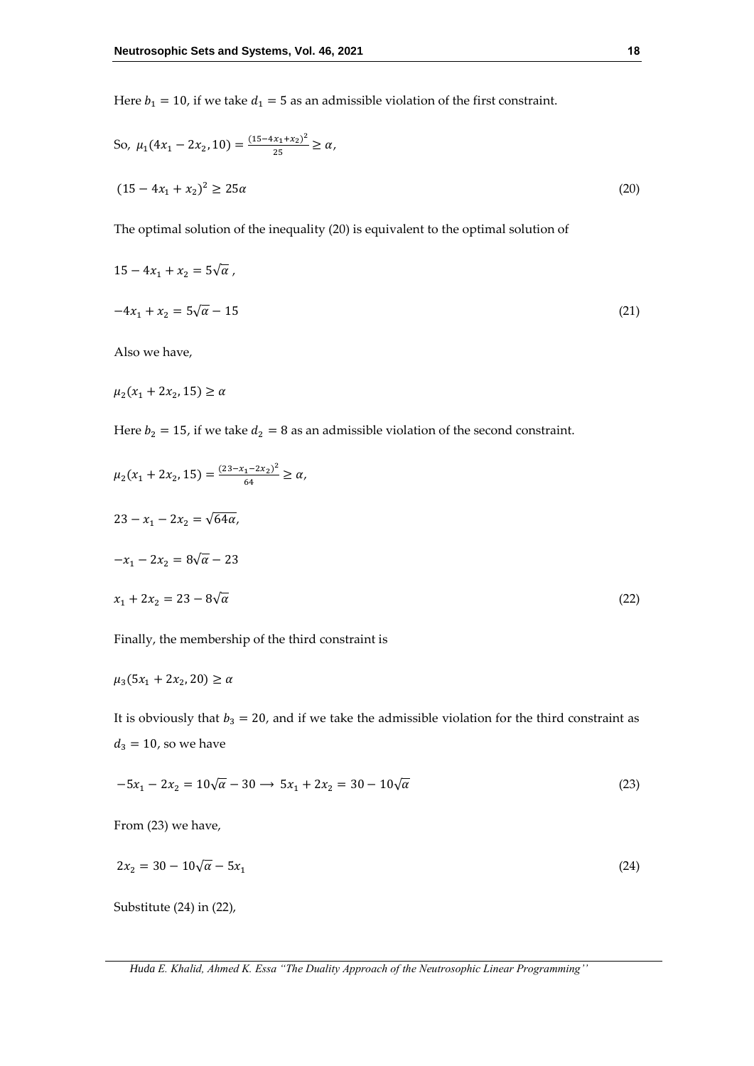Here $b_1 = 10$, if we take $d_1 = 5$ as an admissible violation of the first constraint.

So, $\mu_1(4x_1 - 2x_2, 10) = \frac{(15-4x_1+x_2)^2}{25} \geq \alpha$,

$$(15 - 4x_1 + x_2)^2 \geq 25\alpha \tag{20}$$

The optimal solution of the inequality (20) is equivalent to the optimal solution of

$$15 - 4x_1 + x_2 = 5\sqrt{\alpha}\,,$$

$$-4x_1 + x_2 = 5\sqrt{\alpha} - 15 \tag{21}$$

Also we have,

$$\mu_2(x_1 + 2x_2, 15) \geq \alpha$$

Here $b_2 = 15$, if we take $d_2 = 8$ as an admissible violation of the second constraint.

$$\mu_2(x_1 + 2x_2, 15) = \frac{(23-x_1-2x_2)^2}{64} \geq \alpha,$$

$$23 - x_1 - 2x_2 = \sqrt{64\alpha},$$

$$-x_1 - 2x_2 = 8\sqrt{\alpha} - 23$$

$$x_1 + 2x_2 = 23 - 8\sqrt{\alpha} \tag{22}$$

Finally, the membership of the third constraint is

$$\mu_3(5x_1 + 2x_2, 20) \geq \alpha$$

It is obviously that $b_3 = 20$, and if we take the admissible violation for the third constraint as $d_3 = 10$, so we have

$$-5x_1 - 2x_2 = 10\sqrt{\alpha} - 30 \longrightarrow 5x_1 + 2x_2 = 30 - 10\sqrt{\alpha} \tag{23}$$

From (23) we have,

$$2x_2 = 30 - 10\sqrt{\alpha} - 5x_1 \tag{24}$$

Substitute (24) in (22),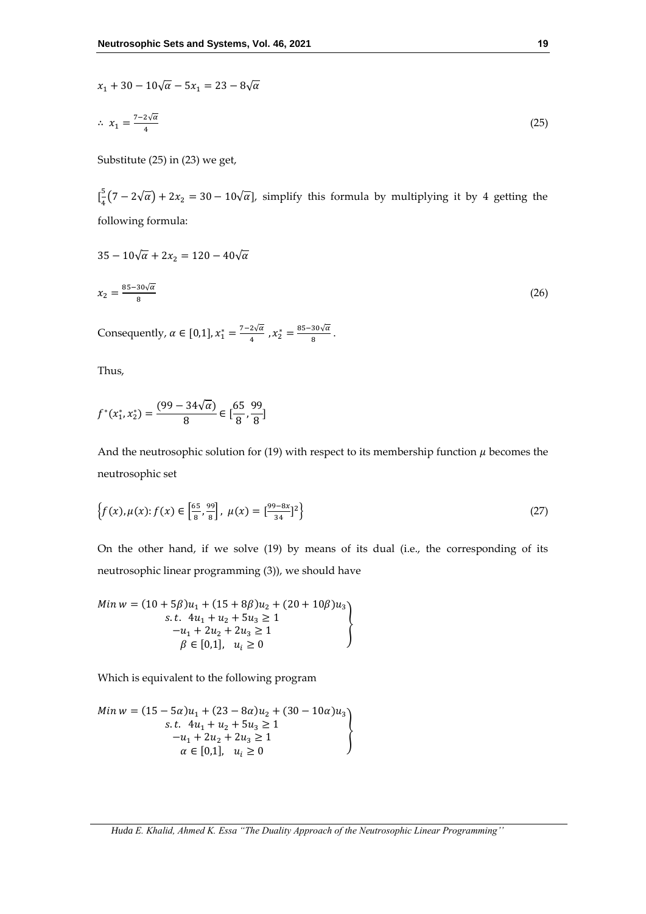$$x_1 + 30 - 10\sqrt{\alpha} - 5x_1 = 23 - 8\sqrt{\alpha}$$

$$\therefore\ x_1 = \frac{7-2\sqrt{\alpha}}{4} \tag{25}$$

Substitute (25) in (23) we get,

$[\frac{5}{4}\left(7 - 2\sqrt{\alpha}\right) + 2x_2 = 30 - 10\sqrt{\alpha}]$, simplify this formula by multiplying it by 4 getting the following formula:

$$35 - 10\sqrt{\alpha} + 2x_2 = 120 - 40\sqrt{\alpha}$$

$$x_2 = \frac{85-30\sqrt{\alpha}}{8} \tag{26}$$

Consequently, $\alpha \in [0,1], x_1^* = \frac{7-2\sqrt{\alpha}}{4}$ , $x_2^* = \frac{85-30\sqrt{\alpha}}{8}$.

Thus,

$$f^*(x_1^*, x_2^*) = \frac{(99 - 34\sqrt{\alpha})}{8} \in [\frac{65}{8}, \frac{99}{8}]$$

And the neutrosophic solution for (19) with respect to its membership function $\mu$ becomes the neutrosophic set

$$\left\{f(x), \mu(x) : f(x) \in \left[\frac{65}{8}, \frac{99}{8}\right],\ \mu(x) = [\frac{99-8x}{34}]^2\right\} \tag{27}$$

On the other hand, if we solve (19) by means of its dual (i.e., the corresponding of its neutrosophic linear programming (3)), we should have

$$\left.\begin{array}{c} Min\ w = (10 + 5\beta)u_1 + (15 + 8\beta)u_2 + (20 + 10\beta)u_3 \\ s.t.\ \ 4u_1 + u_2 + 5u_3 \geq 1 \\ -u_1 + 2u_2 + 2u_3 \geq 1 \\ \beta \in [0,1],\quad u_i \geq 0 \end{array}\right\}$$

Which is equivalent to the following program

$$\left.\begin{array}{c} Min\ w = (15 - 5\alpha)u_1 + (23 - 8\alpha)u_2 + (30 - 10\alpha)u_3 \\ s.t.\ \ 4u_1 + u_2 + 5u_3 \geq 1 \\ -u_1 + 2u_2 + 2u_3 \geq 1 \\ \alpha \in [0,1],\quad u_i \geq 0 \end{array}\right\}$$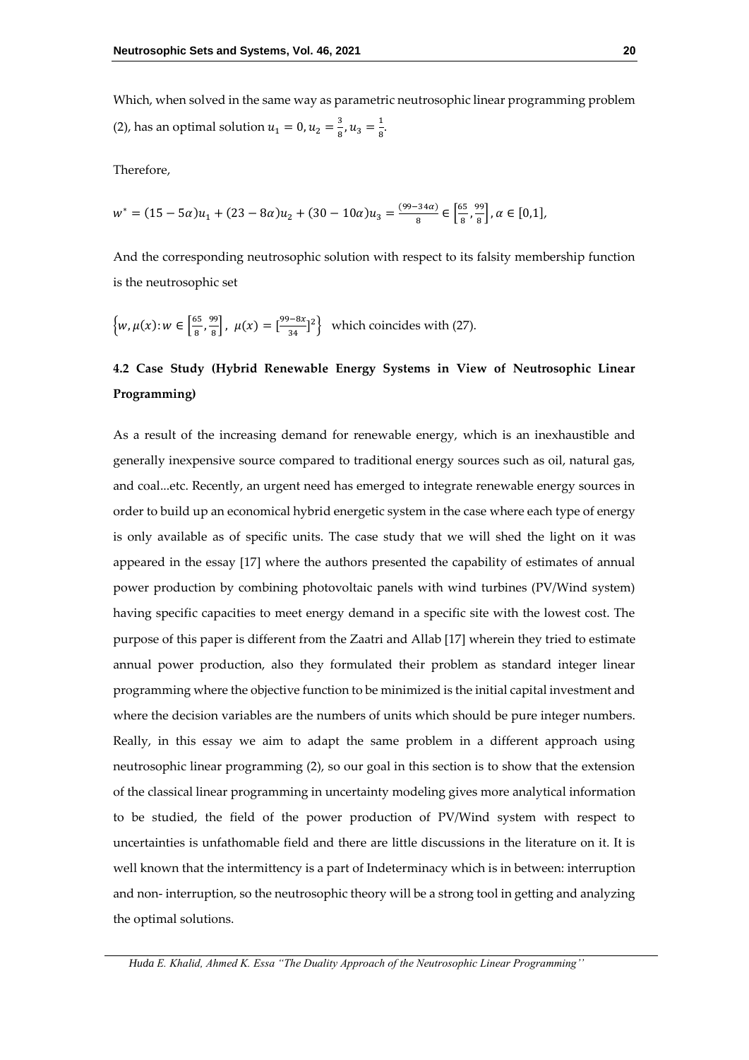Which, when solved in the same way as parametric neutrosophic linear programming problem (2), has an optimal solution $u_1 = 0, u_2 = \frac{3}{8}, u_3 = \frac{1}{8}$.

Therefore,

$$w^* = (15 - 5\alpha)u_1 + (23 - 8\alpha)u_2 + (30 - 10\alpha)u_3 = \frac{(99-34\alpha)}{8} \in \left[\frac{65}{8}, \frac{99}{8}\right], \alpha \in [0,1],$$

And the corresponding neutrosophic solution with respect to its falsity membership function is the neutrosophic set

$\left\{w, \mu(x): w \in \left[\frac{65}{8}, \frac{99}{8}\right],\ \mu(x) = \left[\frac{99-8x}{34}\right]^2\right\}$ which coincides with (27).

## 4.2 Case Study (Hybrid Renewable Energy Systems in View of Neutrosophic Linear Programming)

As a result of the increasing demand for renewable energy, which is an inexhaustible and generally inexpensive source compared to traditional energy sources such as oil, natural gas, and coal...etc. Recently, an urgent need has emerged to integrate renewable energy sources in order to build up an economical hybrid energetic system in the case where each type of energy is only available as of specific units. The case study that we will shed the light on it was appeared in the essay [17] where the authors presented the capability of estimates of annual power production by combining photovoltaic panels with wind turbines (PV/Wind system) having specific capacities to meet energy demand in a specific site with the lowest cost. The purpose of this paper is different from the Zaatri and Allab [17] wherein they tried to estimate annual power production, also they formulated their problem as standard integer linear programming where the objective function to be minimized is the initial capital investment and where the decision variables are the numbers of units which should be pure integer numbers. Really, in this essay we aim to adapt the same problem in a different approach using neutrosophic linear programming (2), so our goal in this section is to show that the extension of the classical linear programming in uncertainty modeling gives more analytical information to be studied, the field of the power production of PV/Wind system with respect to uncertainties is unfathomable field and there are little discussions in the literature on it. It is well known that the intermittency is a part of Indeterminacy which is in between: interruption and non- interruption, so the neutrosophic theory will be a strong tool in getting and analyzing the optimal solutions.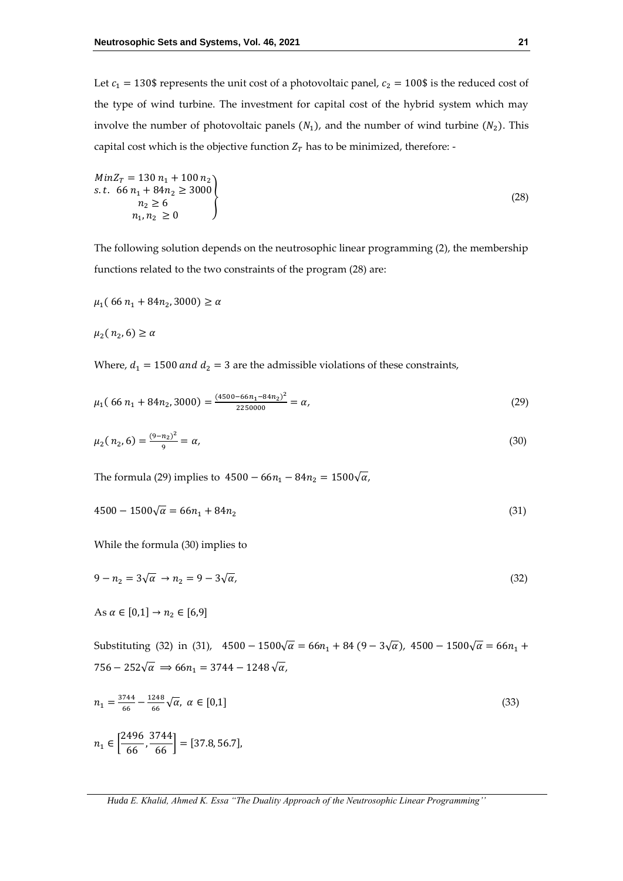Let $c_1 = 130\$$ represents the unit cost of a photovoltaic panel, $c_2 = 100\$$ is the reduced cost of the type of wind turbine. The investment for capital cost of the hybrid system which may involve the number of photovoltaic panels ($N_1$), and the number of wind turbine ($N_2$). This capital cost which is the objective function $Z_T$ has to be minimized, therefore: -

$$\left.\begin{array}{l} MinZ_T = 130\, n_1 + 100\, n_2 \\ s.t. \;\; 66\, n_1 + 84 n_2 \geq 3000 \\ \qquad\quad n_2 \geq 6 \\ \qquad\; n_1, n_2 \;\geq 0 \end{array}\right\} \tag{28}$$

The following solution depends on the neutrosophic linear programming (2), the membership functions related to the two constraints of the program (28) are:

$\mu_1(\,66\, n_1 + 84 n_2, 3000) \geq \alpha$

$\mu_2(\,n_2, 6) \geq \alpha$

Where, $d_1 = 1500\; and\; d_2 = 3$ are the admissible violations of these constraints,

$$\mu_1(\,66\, n_1 + 84 n_2, 3000) = \frac{(4500 - 66 n_1 - 84 n_2)^2}{2250000} = \alpha, \tag{29}$$

$$\mu_2(\,n_2, 6) = \frac{(9 - n_2)^2}{9} = \alpha, \tag{30}$$

The formula (29) implies to $4500 - 66 n_1 - 84 n_2 = 1500\sqrt{\alpha}$,

$$4500 - 1500\sqrt{\alpha} = 66 n_1 + 84 n_2 \tag{31}$$

While the formula (30) implies to

$$9 - n_2 = 3\sqrt{\alpha} \;\rightarrow n_2 = 9 - 3\sqrt{\alpha}, \tag{32}$$

As $\alpha \in [0,1] \rightarrow n_2 \in [6,9]$

Substituting (32) in (31), $4500 - 1500\sqrt{\alpha} = 66 n_1 + 84\,(9 - 3\sqrt{\alpha})$, $4500 - 1500\sqrt{\alpha} = 66 n_1 + 756 - 252\sqrt{\alpha} \implies 66 n_1 = 3744 - 1248\,\sqrt{\alpha}$,

$$n_1 = \frac{3744}{66} - \frac{1248}{66}\sqrt{\alpha},\; \alpha \in [0,1] \tag{33}$$

$$n_1 \in \left[\frac{2496}{66}, \frac{3744}{66}\right] = [37.8, 56.7],$$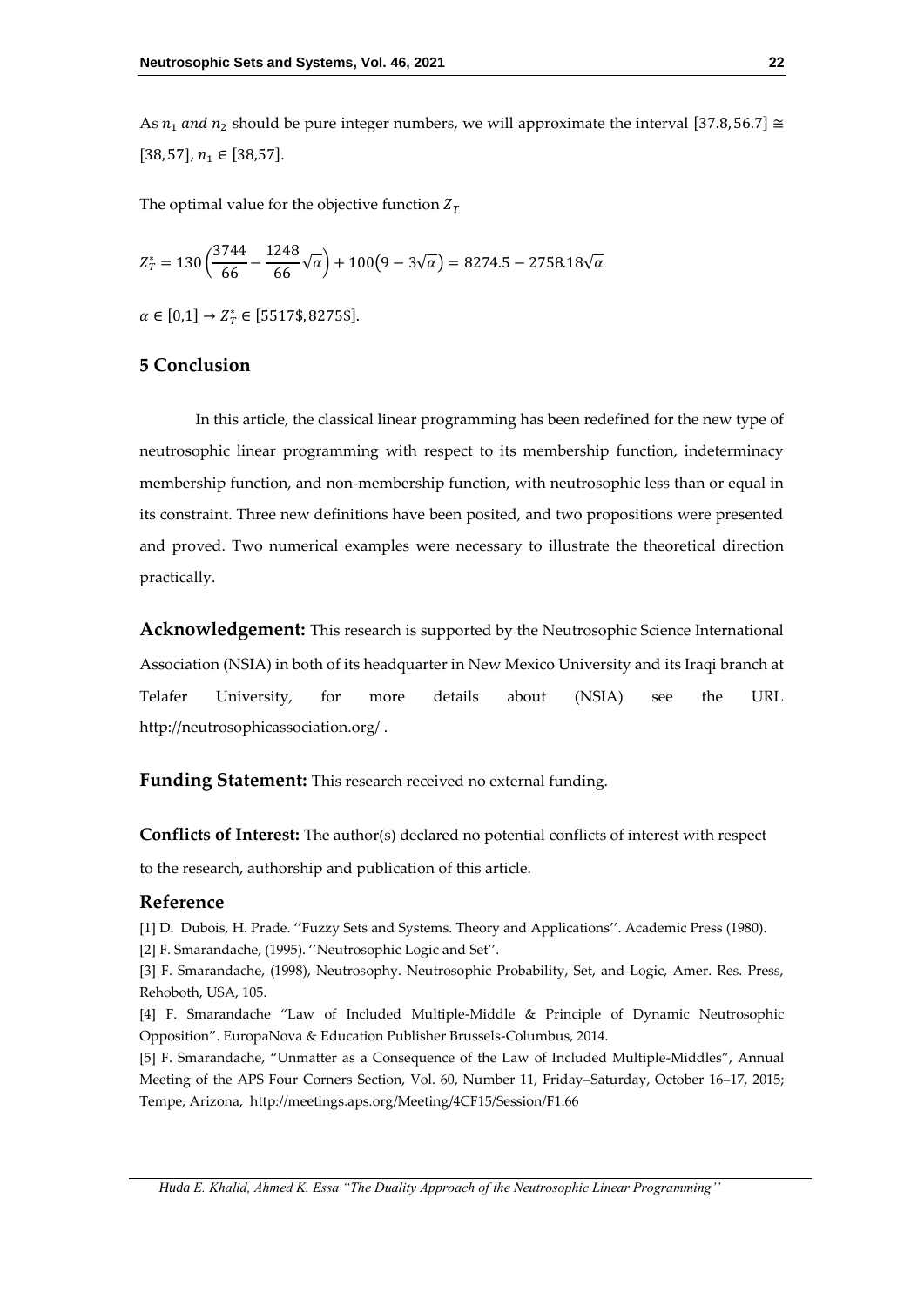As $n_1$ *and* $n_2$ should be pure integer numbers, we will approximate the interval $[37.8, 56.7] \cong [38, 57]$, $n_1 \in [38,57]$.

The optimal value for the objective function $Z_T$

$$Z_T^* = 130\left(\frac{3744}{66} - \frac{1248}{66}\sqrt{\alpha}\right) + 100\left(9 - 3\sqrt{\alpha}\right) = 8274.5 - 2758.18\sqrt{\alpha}$$

$\alpha \in [0,1] \rightarrow Z_T^* \in [5517\$, 8275\$]$.

## 5 Conclusion

In this article, the classical linear programming has been redefined for the new type of neutrosophic linear programming with respect to its membership function, indeterminacy membership function, and non-membership function, with neutrosophic less than or equal in its constraint. Three new definitions have been posited, and two propositions were presented and proved. Two numerical examples were necessary to illustrate the theoretical direction practically.

**Acknowledgement:** This research is supported by the Neutrosophic Science International Association (NSIA) in both of its headquarter in New Mexico University and its Iraqi branch at Telafer University, for more details about (NSIA) see the URL http://neutrosophicassociation.org/ .

**Funding Statement:** This research received no external funding.

**Conflicts of Interest:** The author(s) declared no potential conflicts of interest with respect to the research, authorship and publication of this article.

## Reference

[1] D. Dubois, H. Prade. ''Fuzzy Sets and Systems. Theory and Applications''. Academic Press (1980).

[2] F. Smarandache, (1995). ''Neutrosophic Logic and Set''.

[3] F. Smarandache, (1998), Neutrosophy. Neutrosophic Probability, Set, and Logic, Amer. Res. Press, Rehoboth, USA, 105.

[4] F. Smarandache "Law of Included Multiple-Middle & Principle of Dynamic Neutrosophic Opposition". EuropaNova & Education Publisher Brussels-Columbus, 2014.

[5] F. Smarandache, "Unmatter as a Consequence of the Law of Included Multiple-Middles", Annual Meeting of the APS Four Corners Section, Vol. 60, Number 11, Friday–Saturday, October 16–17, 2015; Tempe, Arizona, http://meetings.aps.org/Meeting/4CF15/Session/F1.66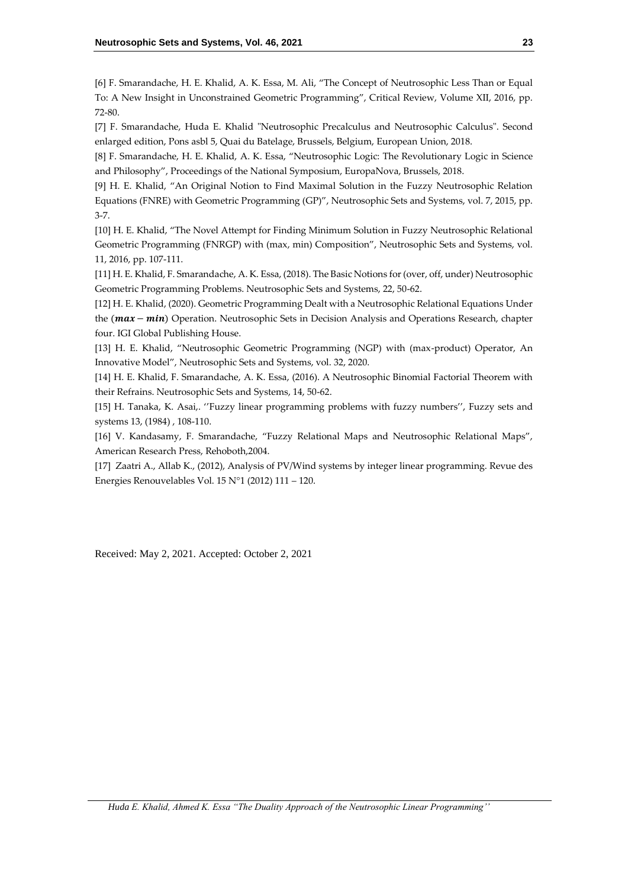[6] F. Smarandache, H. E. Khalid, A. K. Essa, M. Ali, "The Concept of Neutrosophic Less Than or Equal To: A New Insight in Unconstrained Geometric Programming", Critical Review, Volume XII, 2016, pp. 72-80.

[7] F. Smarandache, Huda E. Khalid "Neutrosophic Precalculus and Neutrosophic Calculus". Second enlarged edition, Pons asbl 5, Quai du Batelage, Brussels, Belgium, European Union, 2018.

[8] F. Smarandache, H. E. Khalid, A. K. Essa, "Neutrosophic Logic: The Revolutionary Logic in Science and Philosophy", Proceedings of the National Symposium, EuropaNova, Brussels, 2018.

[9] H. E. Khalid, "An Original Notion to Find Maximal Solution in the Fuzzy Neutrosophic Relation Equations (FNRE) with Geometric Programming (GP)", Neutrosophic Sets and Systems, vol. 7, 2015, pp. 3-7.

[10] H. E. Khalid, "The Novel Attempt for Finding Minimum Solution in Fuzzy Neutrosophic Relational Geometric Programming (FNRGP) with (max, min) Composition", Neutrosophic Sets and Systems, vol. 11, 2016, pp. 107-111.

[11] H. E. Khalid, F. Smarandache, A. K. Essa, (2018). The Basic Notions for (over, off, under) Neutrosophic Geometric Programming Problems. Neutrosophic Sets and Systems, 22, 50-62.

[12] H. E. Khalid, (2020). Geometric Programming Dealt with a Neutrosophic Relational Equations Under the ($\boldsymbol{max} - \boldsymbol{min}$) Operation. Neutrosophic Sets in Decision Analysis and Operations Research, chapter four. IGI Global Publishing House.

[13] H. E. Khalid, "Neutrosophic Geometric Programming (NGP) with (max-product) Operator, An Innovative Model", Neutrosophic Sets and Systems, vol. 32, 2020.

[14] H. E. Khalid, F. Smarandache, A. K. Essa, (2016). A Neutrosophic Binomial Factorial Theorem with their Refrains. Neutrosophic Sets and Systems, 14, 50-62.

[15] H. Tanaka, K. Asai,. ''Fuzzy linear programming problems with fuzzy numbers'', Fuzzy sets and systems 13, (1984) , 108-110.

[16] V. Kandasamy, F. Smarandache, "Fuzzy Relational Maps and Neutrosophic Relational Maps", American Research Press, Rehoboth,2004.

[17] Zaatri A., Allab K., (2012), Analysis of PV/Wind systems by integer linear programming. Revue des Energies Renouvelables Vol. 15 N°1 (2012) 111 – 120.

Received: May 2, 2021. Accepted: October 2, 2021